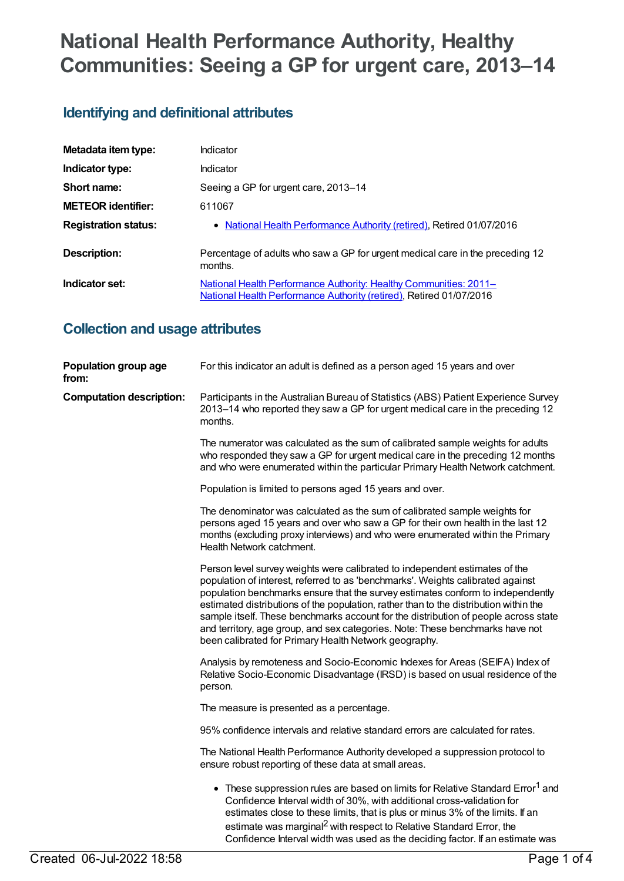# National Health Performance Authority, Healthy Communities: Seeing a GP for urgent care, 2013–14

## Identifying and definitional attributes

| | |
|---|---|
| **Metadata item type:** | Indicator |
| **Indicator type:** | Indicator |
| **Short name:** | Seeing a GP for urgent care, 2013–14 |
| **METEOR identifier:** | 611067 |
| **Registration status:** | • National Health Performance Authority (retired), Retired 01/07/2016 |
| **Description:** | Percentage of adults who saw a GP for urgent medical care in the preceding 12 months. |
| **Indicator set:** | National Health Performance Authority: Healthy Communities: 2011– National Health Performance Authority (retired), Retired 01/07/2016 |

## Collection and usage attributes

**Population group age from:** For this indicator an adult is defined as a person aged 15 years and over

**Computation description:** Participants in the Australian Bureau of Statistics (ABS) Patient Experience Survey 2013–14 who reported they saw a GP for urgent medical care in the preceding 12 months.

The numerator was calculated as the sum of calibrated sample weights for adults who responded they saw a GP for urgent medical care in the preceding 12 months and who were enumerated within the particular Primary Health Network catchment.

Population is limited to persons aged 15 years and over.

The denominator was calculated as the sum of calibrated sample weights for persons aged 15 years and over who saw a GP for their own health in the last 12 months (excluding proxy interviews) and who were enumerated within the Primary Health Network catchment.

Person level survey weights were calibrated to independent estimates of the population of interest, referred to as 'benchmarks'. Weights calibrated against population benchmarks ensure that the survey estimates conform to independently estimated distributions of the population, rather than to the distribution within the sample itself. These benchmarks account for the distribution of people across state and territory, age group, and sex categories. Note: These benchmarks have not been calibrated for Primary Health Network geography.

Analysis by remoteness and Socio-Economic Indexes for Areas (SEIFA) Index of Relative Socio-Economic Disadvantage (IRSD) is based on usual residence of the person.

The measure is presented as a percentage.

95% confidence intervals and relative standard errors are calculated for rates.

The National Health Performance Authority developed a suppression protocol to ensure robust reporting of these data at small areas.

- These suppression rules are based on limits for Relative Standard Error[1] and Confidence Interval width of 30%, with additional cross-validation for estimates close to these limits, that is plus or minus 3% of the limits. If an estimate was marginal[2] with respect to Relative Standard Error, the Confidence Interval width was used as the deciding factor. If an estimate was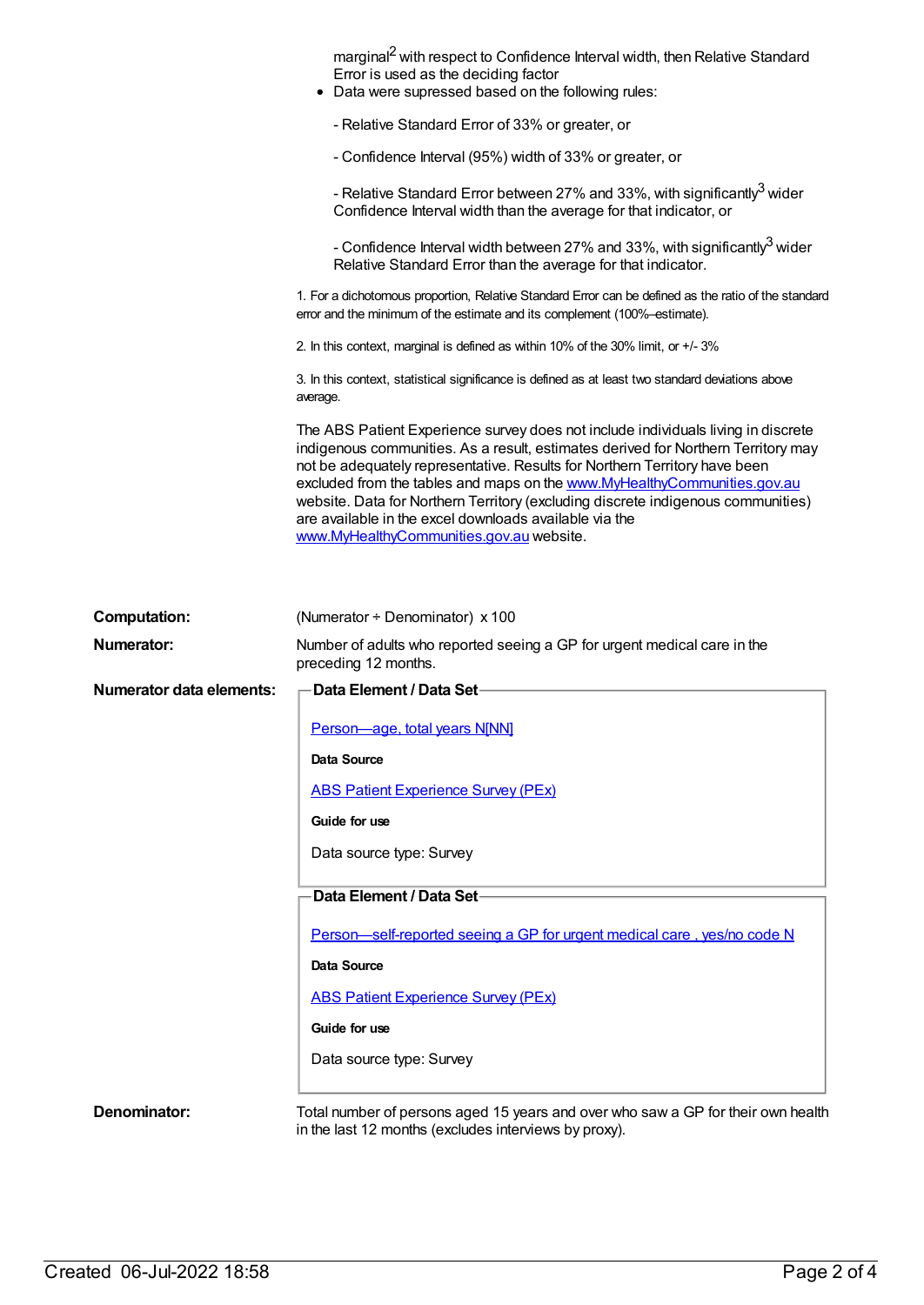marginal[2] with respect to Confidence Interval width, then Relative Standard Error is used as the deciding factor

- Data were supressed based on the following rules:

  - Relative Standard Error of 33% or greater, or

  - Confidence Interval (95%) width of 33% or greater, or

  - Relative Standard Error between 27% and 33%, with significantly[3] wider Confidence Interval width than the average for that indicator, or

  - Confidence Interval width between 27% and 33%, with significantly[3] wider Relative Standard Error than the average for that indicator.

1. For a dichotomous proportion, Relative Standard Error can be defined as the ratio of the standard error and the minimum of the estimate and its complement (100%–estimate).

2. In this context, marginal is defined as within 10% of the 30% limit, or +/- 3%

3. In this context, statistical significance is defined as at least two standard deviations above average.

The ABS Patient Experience survey does not include individuals living in discrete indigenous communities. As a result, estimates derived for Northern Territory may not be adequately representative. Results for Northern Territory have been excluded from the tables and maps on the www.MyHealthyCommunities.gov.au website. Data for Northern Territory (excluding discrete indigenous communities) are available in the excel downloads available via the www.MyHealthyCommunities.gov.au website.

**Computation:** (Numerator ÷ Denominator) x 100

**Numerator:** Number of adults who reported seeing a GP for urgent medical care in the preceding 12 months.

**Numerator data elements:**

**Data Element / Data Set**

Person—age, total years N[NN]

**Data Source**

ABS Patient Experience Survey (PEx)

**Guide for use**

Data source type: Survey

**Data Element / Data Set**

Person—self-reported seeing a GP for urgent medical care , yes/no code N

**Data Source**

ABS Patient Experience Survey (PEx)

**Guide for use**

Data source type: Survey

**Denominator:** Total number of persons aged 15 years and over who saw a GP for their own health in the last 12 months (excludes interviews by proxy).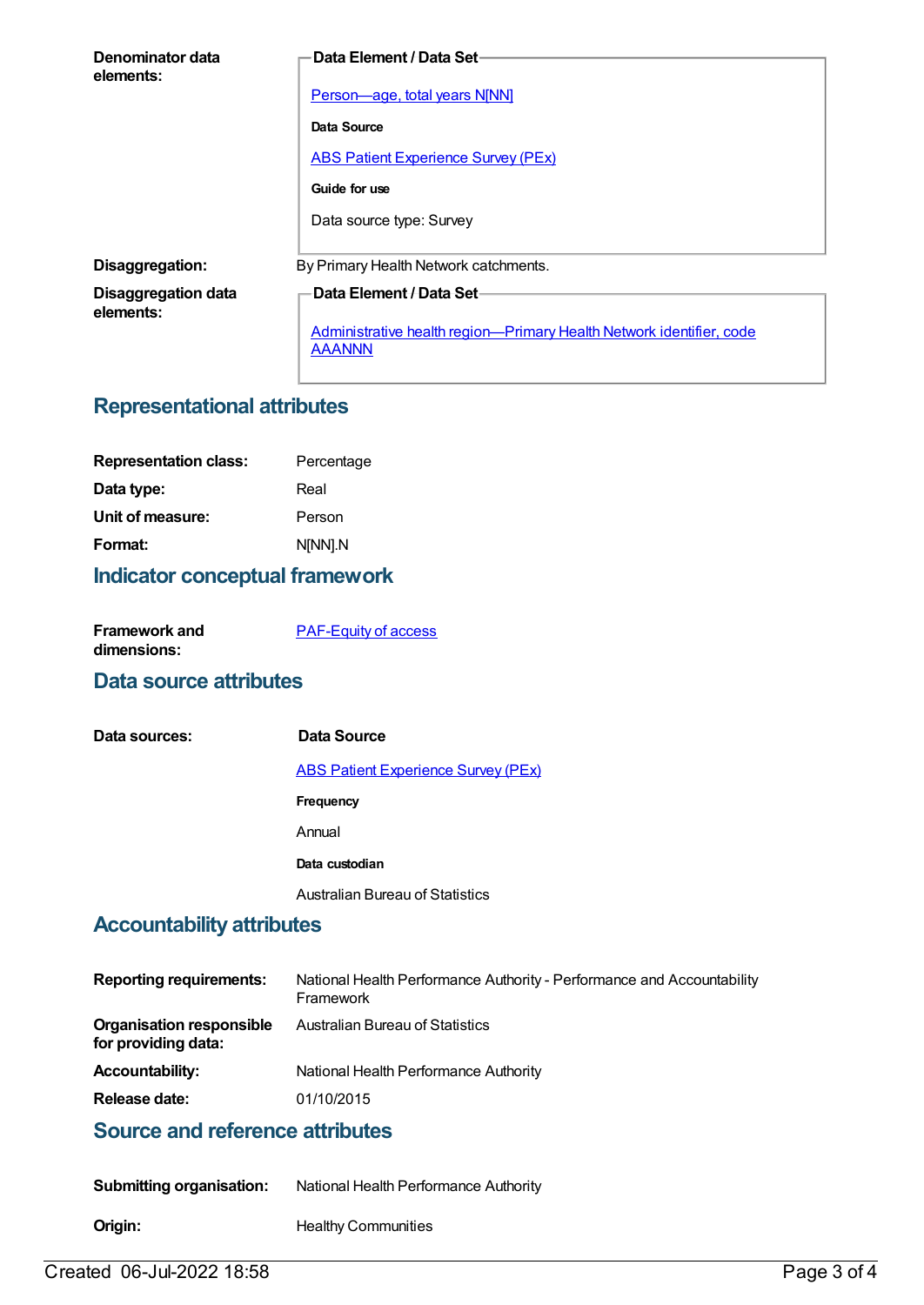**Denominator data elements:**

**Data Element / Data Set**

[Person—age, total years N[NN]]

**Data Source**

ABS Patient Experience Survey (PEx)

**Guide for use**

Data source type: Survey

**Disaggregation:** By Primary Health Network catchments.

**Disaggregation data elements:**

**Data Element / Data Set**

Administrative health region—Primary Health Network identifier, code AAANNN

## Representational attributes

| | |
|---|---|
| **Representation class:** | Percentage |
| **Data type:** | Real |
| **Unit of measure:** | Person |
| **Format:** | N[NN].N |

## Indicator conceptual framework

**Framework and dimensions:** PAF-Equity of access

## Data source attributes

**Data sources:**

**Data Source**

ABS Patient Experience Survey (PEx)

**Frequency**

Annual

**Data custodian**

Australian Bureau of Statistics

## Accountability attributes

| | |
|---|---|
| **Reporting requirements:** | National Health Performance Authority - Performance and Accountability Framework |
| **Organisation responsible for providing data:** | Australian Bureau of Statistics |
| **Accountability:** | National Health Performance Authority |
| **Release date:** | 01/10/2015 |

## Source and reference attributes

| | |
|---|---|
| **Submitting organisation:** | National Health Performance Authority |
| **Origin:** | Healthy Communities |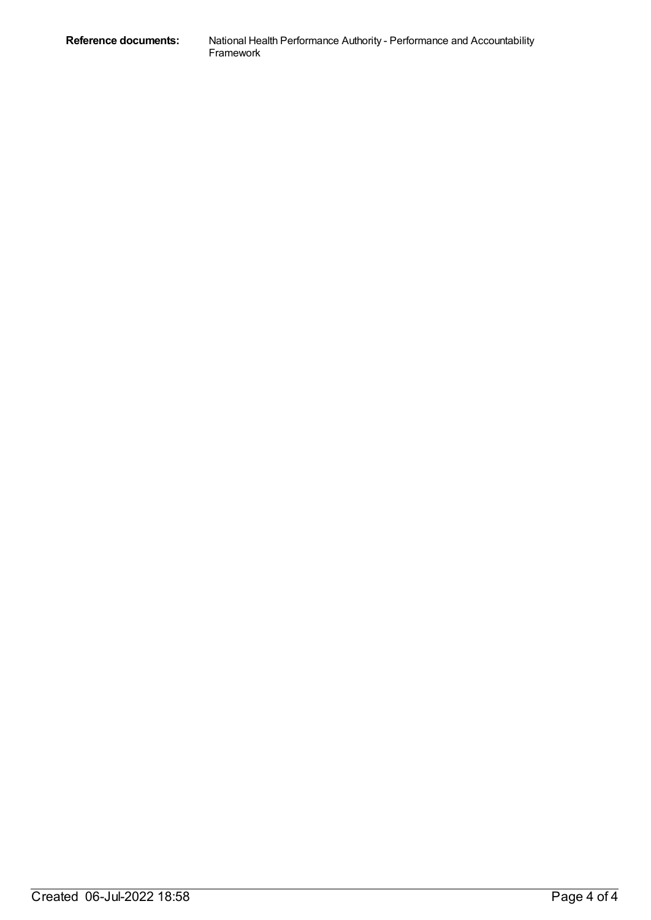**Reference documents:** National Health Performance Authority - Performance and Accountability Framework